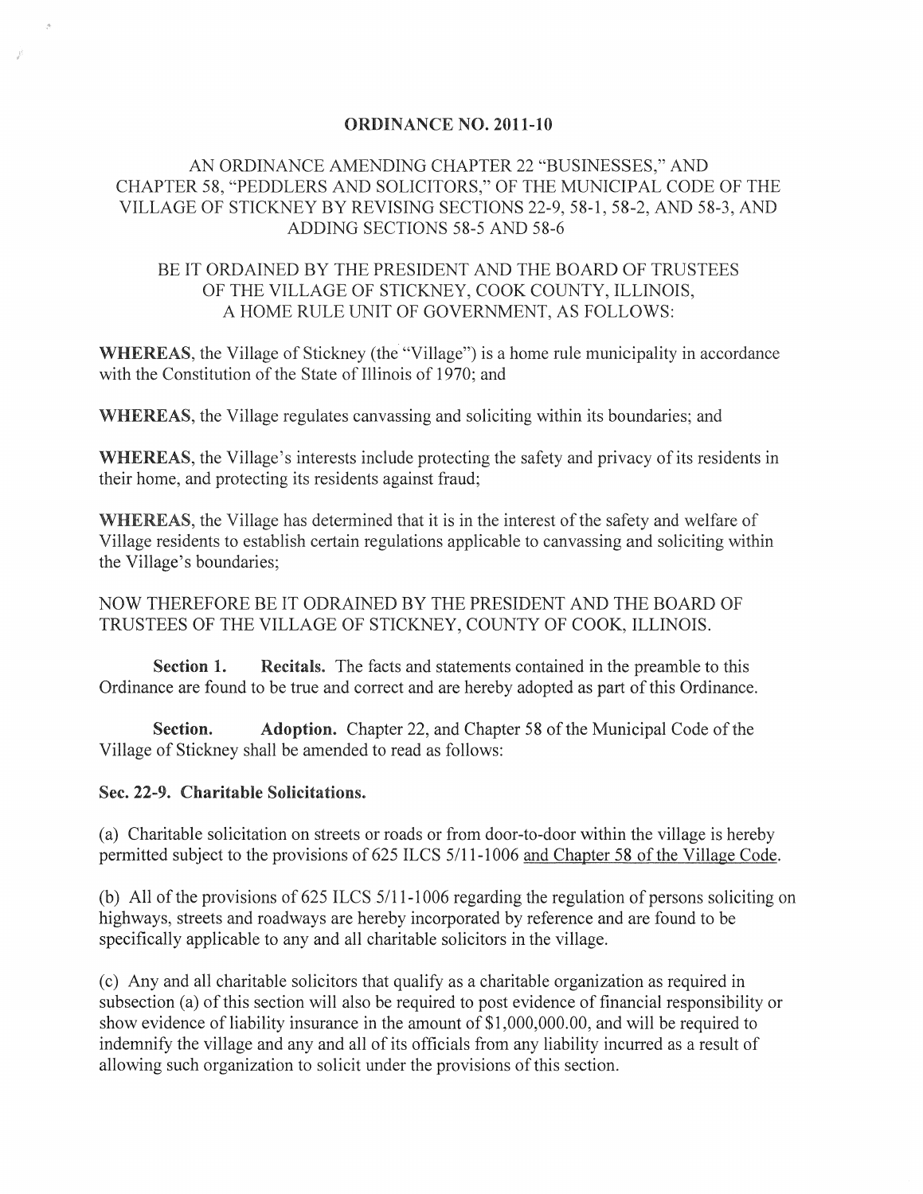# ORDINANCE NO. 2011-10

## AN ORDINANCE AMENDING CHAPTER 22 "BUSINESSES," AND CHAPTER 58, "PEDDLERS AND SOLICITORS," OF THE MUNICIPAL CODE OF THE VILLAGE OF STICKNEY BY REVISING SECTIONS 22-9, 58-1, 58-2, AND 58-3, AND ADDING SECTIONS 58-5 AND 58-6

BE IT ORDAINED BY THE PRESIDENT AND THE BOARD OF TRUSTEES OF THE VILLAGE OF STICKNEY, COOK COUNTY, ILLINOIS, A HOME RULE UNIT OF GOVERNMENT, AS FOLLOWS:

**WHEREAS**, the Village of Stickney (the "Village") is a home rule municipality in accordance with the Constitution of the State of Illinois of 1970; and

**WHEREAS**, the Village regulates canvassing and soliciting within its boundaries; and

**WHEREAS**, the Village's interests include protecting the safety and privacy of its residents in their home, and protecting its residents against fraud;

**WHEREAS**, the Village has determined that it is in the interest of the safety and welfare of Village residents to establish certain regulations applicable to canvassing and soliciting within the Village's boundaries;

NOW THEREFORE BE IT ODRAINED BY THE PRESIDENT AND THE BOARD OF TRUSTEES OF THE VILLAGE OF STICKNEY, COUNTY OF COOK, ILLINOIS.

**Section 1. Recitals.** The facts and statements contained in the preamble to this Ordinance are found to be true and correct and are hereby adopted as part of this Ordinance.

**Section. Adoption.** Chapter 22, and Chapter 58 of the Municipal Code of the Village of Stickney shall be amended to read as follows:

**Sec. 22-9. Charitable Solicitations.**

(a) Charitable solicitation on streets or roads or from door-to-door within the village is hereby permitted subject to the provisions of 625 ILCS 5/11-1006 and Chapter 58 of the Village Code.

(b) All of the provisions of 625 ILCS 5/11-1006 regarding the regulation of persons soliciting on highways, streets and roadways are hereby incorporated by reference and are found to be specifically applicable to any and all charitable solicitors in the village.

(c) Any and all charitable solicitors that qualify as a charitable organization as required in subsection (a) of this section will also be required to post evidence of financial responsibility or show evidence of liability insurance in the amount of $1,000,000.00, and will be required to indemnify the village and any and all of its officials from any liability incurred as a result of allowing such organization to solicit under the provisions of this section.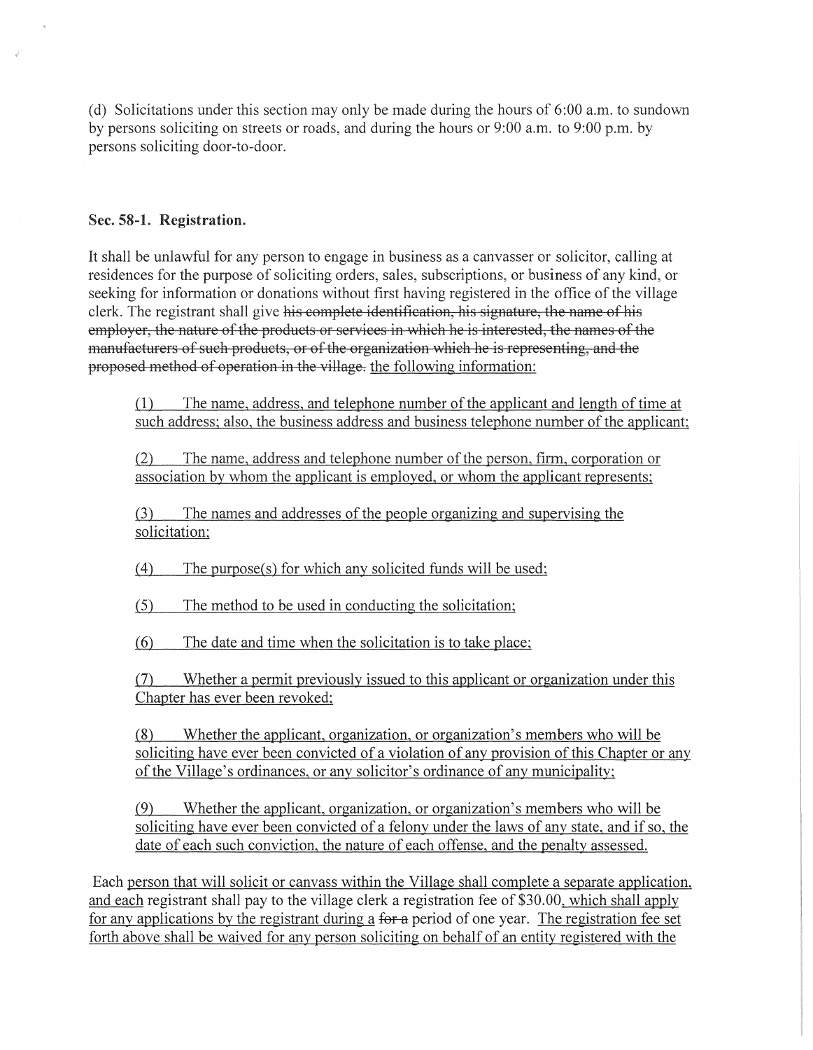(d) Solicitations under this section may only be made during the hours of 6:00 a.m. to sundown by persons soliciting on streets or roads, and during the hours or 9:00 a.m. to 9:00 p.m. by persons soliciting door-to-door.

**Sec. 58-1. Registration.**

It shall be unlawful for any person to engage in business as a canvasser or solicitor, calling at residences for the purpose of soliciting orders, sales, subscriptions, or business of any kind, or seeking for information or donations without first having registered in the office of the village clerk. The registrant shall give ~~his complete identification, his signature, the name of his employer, the nature of the products or services in which he is interested, the names of the manufacturers of such products, or of the organization which he is representing, and the proposed method of operation in the village.~~ <u>the following information:</u>

> <u>(1) The name, address, and telephone number of the applicant and length of time at such address; also, the business address and business telephone number of the applicant;</u>
>
> <u>(2) The name, address and telephone number of the person, firm, corporation or association by whom the applicant is employed, or whom the applicant represents;</u>
>
> <u>(3) The names and addresses of the people organizing and supervising the solicitation;</u>
>
> <u>(4) The purpose(s) for which any solicited funds will be used;</u>
>
> <u>(5) The method to be used in conducting the solicitation;</u>
>
> <u>(6) The date and time when the solicitation is to take place;</u>
>
> <u>(7) Whether a permit previously issued to this applicant or organization under this Chapter has ever been revoked;</u>
>
> <u>(8) Whether the applicant, organization, or organization's members who will be soliciting have ever been convicted of a violation of any provision of this Chapter or any of the Village's ordinances, or any solicitor's ordinance of any municipality;</u>
>
> <u>(9) Whether the applicant, organization, or organization's members who will be soliciting have ever been convicted of a felony under the laws of any state, and if so, the date of each such conviction, the nature of each offense, and the penalty assessed.</u>

Each <u>person that will solicit or canvass within the Village shall complete a separate application, and each</u> registrant shall pay to the village clerk a registration fee of $30.00<u>, which shall apply for any applications by the registrant during a</u> ~~for a~~ period of one year. <u>The registration fee set forth above shall be waived for any person soliciting on behalf of an entity registered with the</u>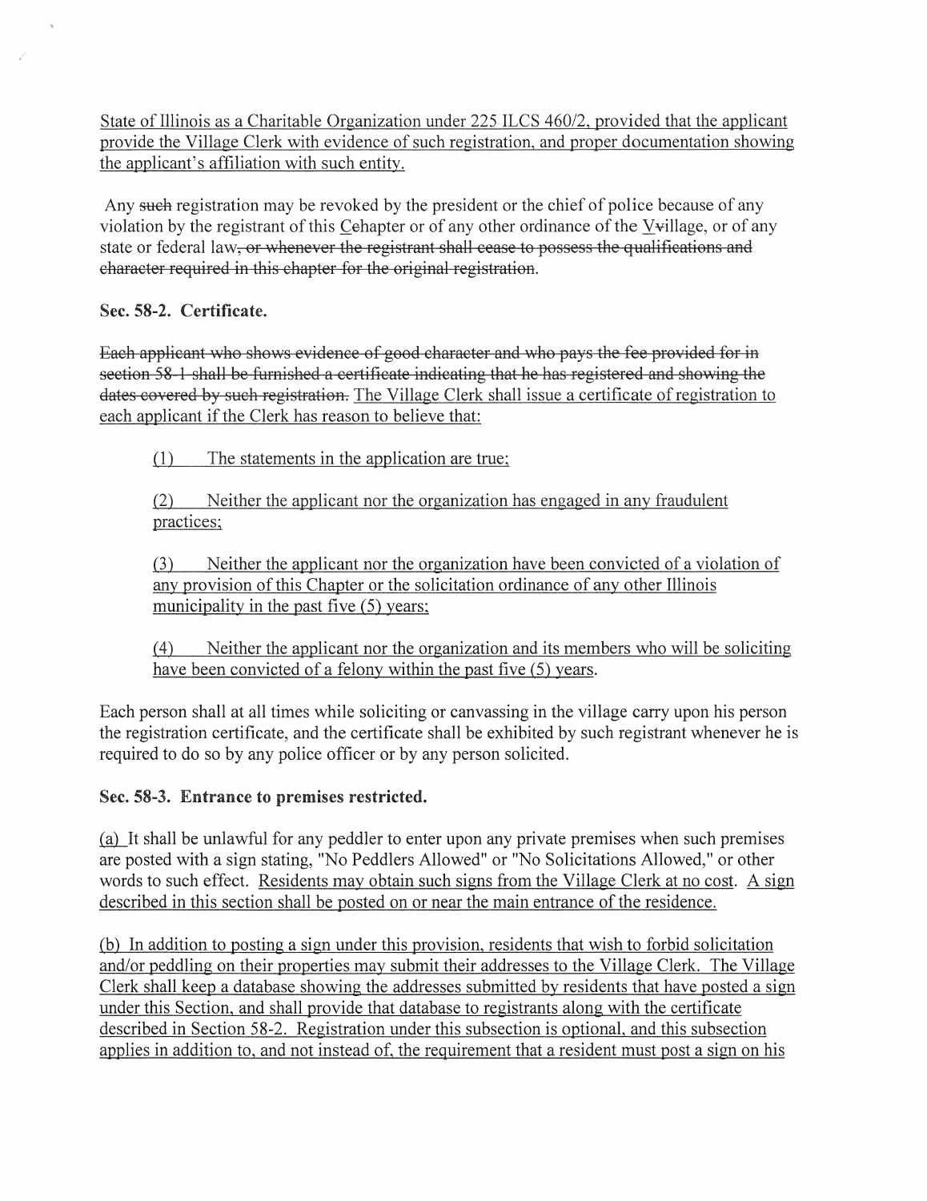State of Illinois as a Charitable Organization under 225 ILCS 460/2, provided that the applicant provide the Village Clerk with evidence of such registration, and proper documentation showing the applicant's affiliation with such entity.

Any ~~such~~ registration may be revoked by the president or the chief of police because of any violation by the registrant of this C~~c~~hapter or of any other ordinance of the V~~v~~illage, or of any state or federal law~~, or whenever the registrant shall cease to possess the qualifications and character required in this chapter for the original registration~~.

**Sec. 58-2. Certificate.**

~~Each applicant who shows evidence of good character and who pays the fee provided for in section 58-1 shall be furnished a certificate indicating that he has registered and showing the dates covered by such registration.~~ The Village Clerk shall issue a certificate of registration to each applicant if the Clerk has reason to believe that:

(1) The statements in the application are true;

(2) Neither the applicant nor the organization has engaged in any fraudulent practices;

(3) Neither the applicant nor the organization have been convicted of a violation of any provision of this Chapter or the solicitation ordinance of any other Illinois municipality in the past five (5) years;

(4) Neither the applicant nor the organization and its members who will be soliciting have been convicted of a felony within the past five (5) years.

Each person shall at all times while soliciting or canvassing in the village carry upon his person the registration certificate, and the certificate shall be exhibited by such registrant whenever he is required to do so by any police officer or by any person solicited.

**Sec. 58-3. Entrance to premises restricted.**

(a) It shall be unlawful for any peddler to enter upon any private premises when such premises are posted with a sign stating, "No Peddlers Allowed" or "No Solicitations Allowed," or other words to such effect. Residents may obtain such signs from the Village Clerk at no cost. A sign described in this section shall be posted on or near the main entrance of the residence.

(b) In addition to posting a sign under this provision, residents that wish to forbid solicitation and/or peddling on their properties may submit their addresses to the Village Clerk. The Village Clerk shall keep a database showing the addresses submitted by residents that have posted a sign under this Section, and shall provide that database to registrants along with the certificate described in Section 58-2. Registration under this subsection is optional, and this subsection applies in addition to, and not instead of, the requirement that a resident must post a sign on his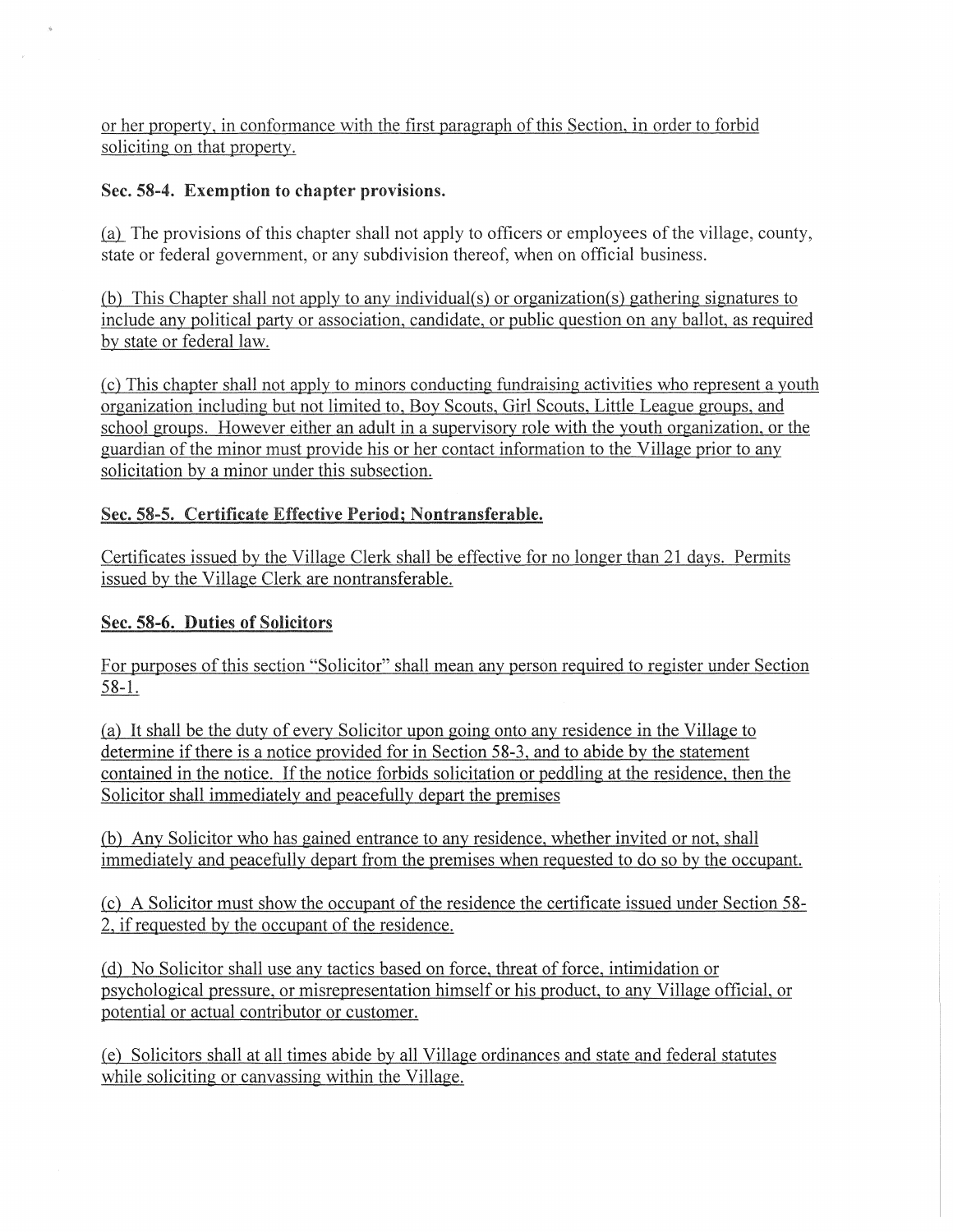or her property, in conformance with the first paragraph of this Section, in order to forbid soliciting on that property.

**Sec. 58-4. Exemption to chapter provisions.**

(a) The provisions of this chapter shall not apply to officers or employees of the village, county, state or federal government, or any subdivision thereof, when on official business.

(b) This Chapter shall not apply to any individual(s) or organization(s) gathering signatures to include any political party or association, candidate, or public question on any ballot, as required by state or federal law.

(c) This chapter shall not apply to minors conducting fundraising activities who represent a youth organization including but not limited to, Boy Scouts, Girl Scouts, Little League groups, and school groups. However either an adult in a supervisory role with the youth organization, or the guardian of the minor must provide his or her contact information to the Village prior to any solicitation by a minor under this subsection.

**Sec. 58-5. Certificate Effective Period; Nontransferable.**

Certificates issued by the Village Clerk shall be effective for no longer than 21 days. Permits issued by the Village Clerk are nontransferable.

**Sec. 58-6. Duties of Solicitors**

For purposes of this section "Solicitor" shall mean any person required to register under Section 58-1.

(a) It shall be the duty of every Solicitor upon going onto any residence in the Village to determine if there is a notice provided for in Section 58-3, and to abide by the statement contained in the notice. If the notice forbids solicitation or peddling at the residence, then the Solicitor shall immediately and peacefully depart the premises

(b) Any Solicitor who has gained entrance to any residence, whether invited or not, shall immediately and peacefully depart from the premises when requested to do so by the occupant.

(c) A Solicitor must show the occupant of the residence the certificate issued under Section 58-2, if requested by the occupant of the residence.

(d) No Solicitor shall use any tactics based on force, threat of force, intimidation or psychological pressure, or misrepresentation himself or his product, to any Village official, or potential or actual contributor or customer.

(e) Solicitors shall at all times abide by all Village ordinances and state and federal statutes while soliciting or canvassing within the Village.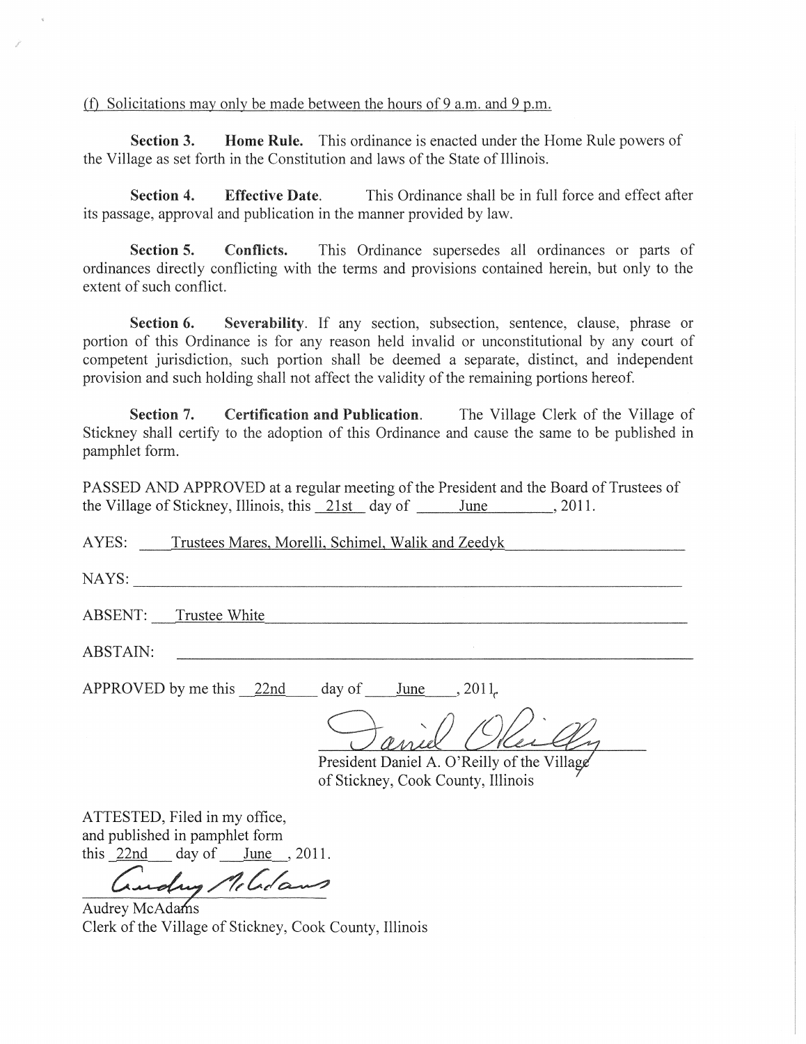(f) Solicitations may only be made between the hours of 9 a.m. and 9 p.m.

**Section 3. Home Rule.** This ordinance is enacted under the Home Rule powers of the Village as set forth in the Constitution and laws of the State of Illinois.

**Section 4. Effective Date.** This Ordinance shall be in full force and effect after its passage, approval and publication in the manner provided by law.

**Section 5. Conflicts.** This Ordinance supersedes all ordinances or parts of ordinances directly conflicting with the terms and provisions contained herein, but only to the extent of such conflict.

**Section 6. Severability**. If any section, subsection, sentence, clause, phrase or portion of this Ordinance is for any reason held invalid or unconstitutional by any court of competent jurisdiction, such portion shall be deemed a separate, distinct, and independent provision and such holding shall not affect the validity of the remaining portions hereof.

**Section 7. Certification and Publication**. The Village Clerk of the Village of Stickney shall certify to the adoption of this Ordinance and cause the same to be published in pamphlet form.

PASSED AND APPROVED at a regular meeting of the President and the Board of Trustees of the Village of Stickney, Illinois, this 21st day of June, 2011.

AYES: Trustees Mares, Morelli, Schimel, Walik and Zeedyk

NAYS:

ABSENT: Trustee White

ABSTAIN:

APPROVED by me this 22nd day of June, 2011.

President Daniel A. O'Reilly of the Village of Stickney, Cook County, Illinois

ATTESTED, Filed in my office, and published in pamphlet form this 22nd day of June, 2011.

Audrey McAdams
Clerk of the Village of Stickney, Cook County, Illinois